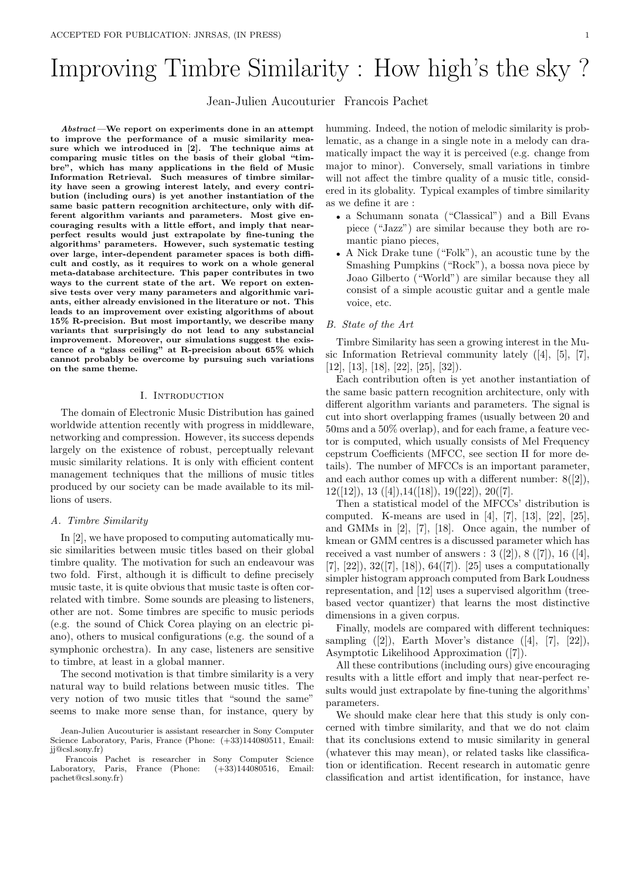# Improving Timbre Similarity : How high's the sky ?

Jean-Julien Aucouturier Francois Pachet

***Abstract*—We report on experiments done in an attempt to improve the performance of a music similarity measure which we introduced in [2]. The technique aims at comparing music titles on the basis of their global "timbre", which has many applications in the field of Music Information Retrieval. Such measures of timbre similarity have seen a growing interest lately, and every contribution (including ours) is yet another instantiation of the same basic pattern recognition architecture, only with different algorithm variants and parameters. Most give encouraging results with a little effort, and imply that near-perfect results would just extrapolate by fine-tuning the algorithms' parameters. However, such systematic testing over large, inter-dependent parameter spaces is both difficult and costly, as it requires to work on a whole general meta-database architecture. This paper contributes in two ways to the current state of the art. We report on extensive tests over very many parameters and algorithmic variants, either already envisioned in the literature or not. This leads to an improvement over existing algorithms of about 15% R-precision. But most importantly, we describe many variants that surprisingly do not lead to any substancial improvement. Moreover, our simulations suggest the existence of a "glass ceiling" at R-precision about 65% which cannot probably be overcome by pursuing such variations on the same theme.**

## I. Introduction

The domain of Electronic Music Distribution has gained worldwide attention recently with progress in middleware, networking and compression. However, its success depends largely on the existence of robust, perceptually relevant music similarity relations. It is only with efficient content management techniques that the millions of music titles produced by our society can be made available to its millions of users.

### A. Timbre Similarity

In [2], we have proposed to computing automatically music similarities between music titles based on their global timbre quality. The motivation for such an endeavour was two fold. First, although it is difficult to define precisely music taste, it is quite obvious that music taste is often correlated with timbre. Some sounds are pleasing to listeners, other are not. Some timbres are specific to music periods (e.g. the sound of Chick Corea playing on an electric piano), others to musical configurations (e.g. the sound of a symphonic orchestra). In any case, listeners are sensitive to timbre, at least in a global manner.

The second motivation is that timbre similarity is a very natural way to build relations between music titles. The very notion of two music titles that "sound the same" seems to make more sense than, for instance, query by humming. Indeed, the notion of melodic similarity is problematic, as a change in a single note in a melody can dramatically impact the way it is perceived (e.g. change from major to minor). Conversely, small variations in timbre will not affect the timbre quality of a music title, considered in its globality. Typical examples of timbre similarity as we define it are :

- a Schumann sonata ("Classical") and a Bill Evans piece ("Jazz") are similar because they both are romantic piano pieces,
- A Nick Drake tune ("Folk"), an acoustic tune by the Smashing Pumpkins ("Rock"), a bossa nova piece by Joao Gilberto ("World") are similar because they all consist of a simple acoustic guitar and a gentle male voice, etc.

### B. State of the Art

Timbre Similarity has seen a growing interest in the Music Information Retrieval community lately ([4], [5], [7], [12], [13], [18], [22], [25], [32]).

Each contribution often is yet another instantiation of the same basic pattern recognition architecture, only with different algorithm variants and parameters. The signal is cut into short overlapping frames (usually between 20 and 50ms and a 50% overlap), and for each frame, a feature vector is computed, which usually consists of Mel Frequency cepstrum Coefficients (MFCC, see section II for more details). The number of MFCCs is an important parameter, and each author comes up with a different number: 8([2]), 12([12]), 13 ([4]),14([18]), 19([22]), 20([7].

Then a statistical model of the MFCCs' distribution is computed. K-means are used in [4], [7], [13], [22], [25], and GMMs in [2], [7], [18]. Once again, the number of kmean or GMM centres is a discussed parameter which has received a vast number of answers : 3 ([2]), 8 ([7]), 16 ([4], [7], [22]), 32([7], [18]), 64([7]). [25] uses a computationally simpler histogram approach computed from Bark Loudness representation, and [12] uses a supervised algorithm (tree-based vector quantizer) that learns the most distinctive dimensions in a given corpus.

Finally, models are compared with different techniques: sampling ([2]), Earth Mover's distance ([4], [7], [22]), Asymptotic Likelihood Approximation ([7]).

All these contributions (including ours) give encouraging results with a little effort and imply that near-perfect results would just extrapolate by fine-tuning the algorithms' parameters.

We should make clear here that this study is only concerned with timbre similarity, and that we do not claim that its conclusions extend to music similarity in general (whatever this may mean), or related tasks like classification or identification. Recent research in automatic genre classification and artist identification, for instance, have

Jean-Julien Aucouturier is assistant researcher in Sony Computer Science Laboratory, Paris, France (Phone: (+33)144080511, Email: jj@csl.sony.fr)

Francois Pachet is researcher in Sony Computer Science Laboratory, Paris, France (Phone: (+33)144080516, Email: pachet@csl.sony.fr)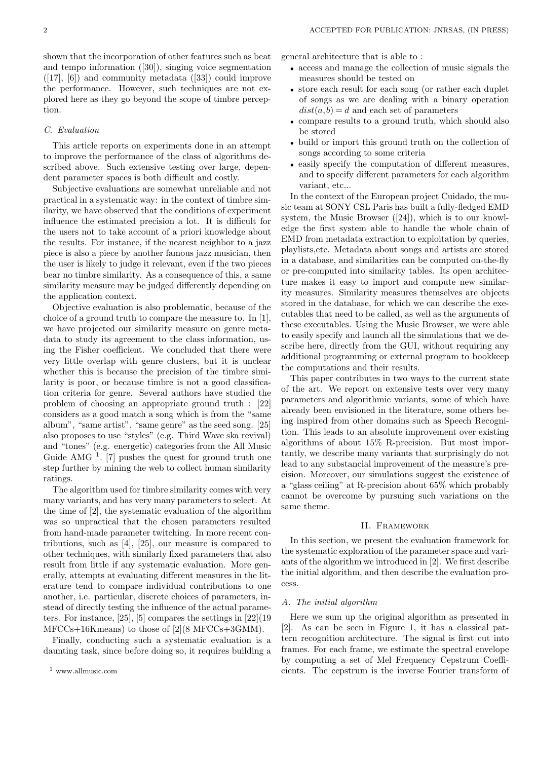shown that the incorporation of other features such as beat and tempo information ([30]), singing voice segmentation ([17], [6]) and community metadata ([33]) could improve the performance. However, such techniques are not explored here as they go beyond the scope of timbre perception.

### C. Evaluation

This article reports on experiments done in an attempt to improve the performance of the class of algorithms described above. Such extensive testing over large, dependent parameter spaces is both difficult and costly.

Subjective evaluations are somewhat unreliable and not practical in a systematic way: in the context of timbre similarity, we have observed that the conditions of experiment influence the estimated precision a lot. It is difficult for the users not to take account of a priori knowledge about the results. For instance, if the nearest neighbor to a jazz piece is also a piece by another famous jazz musician, then the user is likely to judge it relevant, even if the two pieces bear no timbre similarity. As a consequence of this, a same similarity measure may be judged differently depending on the application context.

Objective evaluation is also problematic, because of the choice of a ground truth to compare the measure to. In [1], we have projected our similarity measure on genre metadata to study its agreement to the class information, using the Fisher coefficient. We concluded that there were very little overlap with genre clusters, but it is unclear whether this is because the precision of the timbre similarity is poor, or because timbre is not a good classification criteria for genre. Several authors have studied the problem of choosing an appropriate ground truth : [22] considers as a good match a song which is from the "same album", "same artist", "same genre" as the seed song. [25] also proposes to use "styles" (e.g. Third Wave ska revival) and "tones" (e.g. energetic) categories from the All Music Guide AMG [1]. [7] pushes the quest for ground truth one step further by mining the web to collect human similarity ratings.

The algorithm used for timbre similarity comes with very many variants, and has very many parameters to select. At the time of [2], the systematic evaluation of the algorithm was so unpractical that the chosen parameters resulted from hand-made parameter twitching. In more recent contributions, such as [4], [25], our measure is compared to other techniques, with similarly fixed parameters that also result from little if any systematic evaluation. More generally, attempts at evaluating different measures in the literature tend to compare individual contributions to one another, i.e. particular, discrete choices of parameters, instead of directly testing the influence of the actual parameters. For instance, [25], [5] compares the settings in [22](19 MFCCs+16Kmeans) to those of [2](8 MFCCs+3GMM).

Finally, conducting such a systematic evaluation is a daunting task, since before doing so, it requires building a general architecture that is able to :

- access and manage the collection of music signals the measures should be tested on
- store each result for each song (or rather each duplet of songs as we are dealing with a binary operation $dist(a, b) = d$ and each set of parameters
- compare results to a ground truth, which should also be stored
- build or import this ground truth on the collection of songs according to some criteria
- easily specify the computation of different measures, and to specify different parameters for each algorithm variant, etc...

In the context of the European project Cuidado, the music team at SONY CSL Paris has built a fully-fledged EMD system, the Music Browser ([24]), which is to our knowledge the first system able to handle the whole chain of EMD from metadata extraction to exploitation by queries, playlists,etc. Metadata about songs and artists are stored in a database, and similarities can be computed on-the-fly or pre-computed into similarity tables. Its open architecture makes it easy to import and compute new similarity measures. Similarity measures themselves are objects stored in the database, for which we can describe the executables that need to be called, as well as the arguments of these executables. Using the Music Browser, we were able to easily specify and launch all the simulations that we describe here, directly from the GUI, without requiring any additional programming or external program to bookkeep the computations and their results.

This paper contributes in two ways to the current state of the art. We report on extensive tests over very many parameters and algorithmic variants, some of which have already been envisioned in the literature, some others being inspired from other domains such as Speech Recognition. This leads to an absolute improvement over existing algorithms of about 15% R-precision. But most importantly, we describe many variants that surprisingly do not lead to any substancial improvement of the measure's precision. Moreover, our simulations suggest the existence of a "glass ceiling" at R-precision about 65% which probably cannot be overcome by pursuing such variations on the same theme.

## II. Framework

In this section, we present the evaluation framework for the systematic exploration of the parameter space and variants of the algorithm we introduced in [2]. We first describe the initial algorithm, and then describe the evaluation process.

### A. The initial algorithm

Here we sum up the original algorithm as presented in [2]. As can be seen in Figure 1, it has a classical pattern recognition architecture. The signal is first cut into frames. For each frame, we estimate the spectral envelope by computing a set of Mel Frequency Cepstrum Coefficients. The cepstrum is the inverse Fourier transform of

[1] www.allmusic.com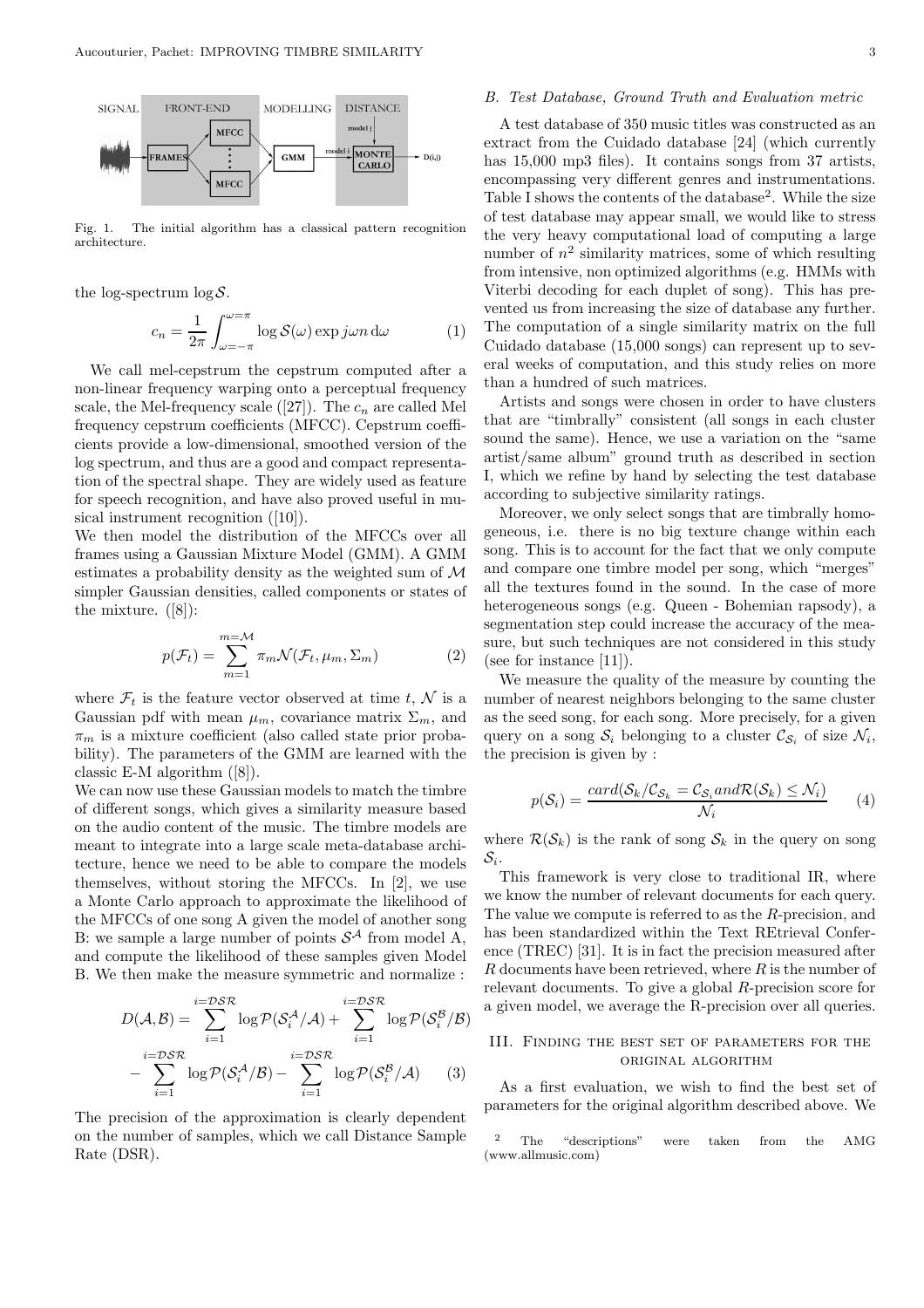Fig. 1. The initial algorithm has a classical pattern recognition architecture.

the log-spectrum $\log \mathcal{S}$.

$$c_n = \frac{1}{2\pi} \int_{\omega=-\pi}^{\omega=\pi} \log \mathcal{S}(\omega) \exp j\omega n \,\mathrm{d}\omega \quad (1)$$

We call mel-cepstrum the cepstrum computed after a non-linear frequency warping onto a perceptual frequency scale, the Mel-frequency scale ([27]). The $c_n$ are called Mel frequency cepstrum coefficients (MFCC). Cepstrum coefficients provide a low-dimensional, smoothed version of the log spectrum, and thus are a good and compact representation of the spectral shape. They are widely used as feature for speech recognition, and have also proved useful in musical instrument recognition ([10]).

We then model the distribution of the MFCCs over all frames using a Gaussian Mixture Model (GMM). A GMM estimates a probability density as the weighted sum of $\mathcal{M}$ simpler Gaussian densities, called components or states of the mixture. ([8]):

$$p(\mathcal{F}_t) = \sum_{m=1}^{m=\mathcal{M}} \pi_m \mathcal{N}(\mathcal{F}_t, \mu_m, \Sigma_m) \quad (2)$$

where $\mathcal{F}_t$ is the feature vector observed at time $t$, $\mathcal{N}$ is a Gaussian pdf with mean $\mu_m$, covariance matrix $\Sigma_m$, and $\pi_m$ is a mixture coefficient (also called state prior probability). The parameters of the GMM are learned with the classic E-M algorithm ([8]).

We can now use these Gaussian models to match the timbre of different songs, which gives a similarity measure based on the audio content of the music. The timbre models are meant to integrate into a large scale meta-database architecture, hence we need to be able to compare the models themselves, without storing the MFCCs. In [2], we use a Monte Carlo approach to approximate the likelihood of the MFCCs of one song A given the model of another song B: we sample a large number of points $\mathcal{S}^{\mathcal{A}}$ from model A, and compute the likelihood of these samples given Model B. We then make the measure symmetric and normalize :

$$D(\mathcal{A},\mathcal{B}) = \sum_{i=1}^{i=\mathcal{DSR}} \log \mathcal{P}(\mathcal{S}_i^{\mathcal{A}}/\mathcal{A}) + \sum_{i=1}^{i=\mathcal{DSR}} \log \mathcal{P}(\mathcal{S}_i^{\mathcal{B}}/\mathcal{B}) - \sum_{i=1}^{i=\mathcal{DSR}} \log \mathcal{P}(\mathcal{S}_i^{\mathcal{A}}/\mathcal{B}) - \sum_{i=1}^{i=\mathcal{DSR}} \log \mathcal{P}(\mathcal{S}_i^{\mathcal{B}}/\mathcal{A}) \quad (3)$$

The precision of the approximation is clearly dependent on the number of samples, which we call Distance Sample Rate (DSR).

### B. Test Database, Ground Truth and Evaluation metric

A test database of 350 music titles was constructed as an extract from the Cuidado database [24] (which currently has 15,000 mp3 files). It contains songs from 37 artists, encompassing very different genres and instrumentations. Table I shows the contents of the database[2]. While the size of test database may appear small, we would like to stress the very heavy computational load of computing a large number of $n^2$ similarity matrices, some of which resulting from intensive, non optimized algorithms (e.g. HMMs with Viterbi decoding for each duplet of song). This has prevented us from increasing the size of database any further. The computation of a single similarity matrix on the full Cuidado database (15,000 songs) can represent up to several weeks of computation, and this study relies on more than a hundred of such matrices.

Artists and songs were chosen in order to have clusters that are "timbrally" consistent (all songs in each cluster sound the same). Hence, we use a variation on the "same artist/same album" ground truth as described in section I, which we refine by hand by selecting the test database according to subjective similarity ratings.

Moreover, we only select songs that are timbrally homogeneous, i.e. there is no big texture change within each song. This is to account for the fact that we only compute and compare one timbre model per song, which "merges" all the textures found in the sound. In the case of more heterogeneous songs (e.g. Queen - Bohemian rapsody), a segmentation step could increase the accuracy of the measure, but such techniques are not considered in this study (see for instance [11]).

We measure the quality of the measure by counting the number of nearest neighbors belonging to the same cluster as the seed song, for each song. More precisely, for a given query on a song $\mathcal{S}_i$ belonging to a cluster $\mathcal{C}_{\mathcal{S}_i}$ of size $\mathcal{N}_i$, the precision is given by :

$$p(\mathcal{S}_i) = \frac{card(\mathcal{S}_k / \mathcal{C}_{\mathcal{S}_k} = \mathcal{C}_{\mathcal{S}_i} and \mathcal{R}(\mathcal{S}_k) \leq \mathcal{N}_i)}{\mathcal{N}_i} \quad (4)$$

where $\mathcal{R}(\mathcal{S}_k)$ is the rank of song $\mathcal{S}_k$ in the query on song $\mathcal{S}_i$.

This framework is very close to traditional IR, where we know the number of relevant documents for each query. The value we compute is referred to as the $R$-precision, and has been standardized within the Text REtrieval Conference (TREC) [31]. It is in fact the precision measured after $R$ documents have been retrieved, where $R$ is the number of relevant documents. To give a global $R$-precision score for a given model, we average the R-precision over all queries.

## III. Finding the best set of parameters for the original algorithm

As a first evaluation, we wish to find the best set of parameters for the original algorithm described above. We

[2] The "descriptions" were taken from the AMG (www.allmusic.com)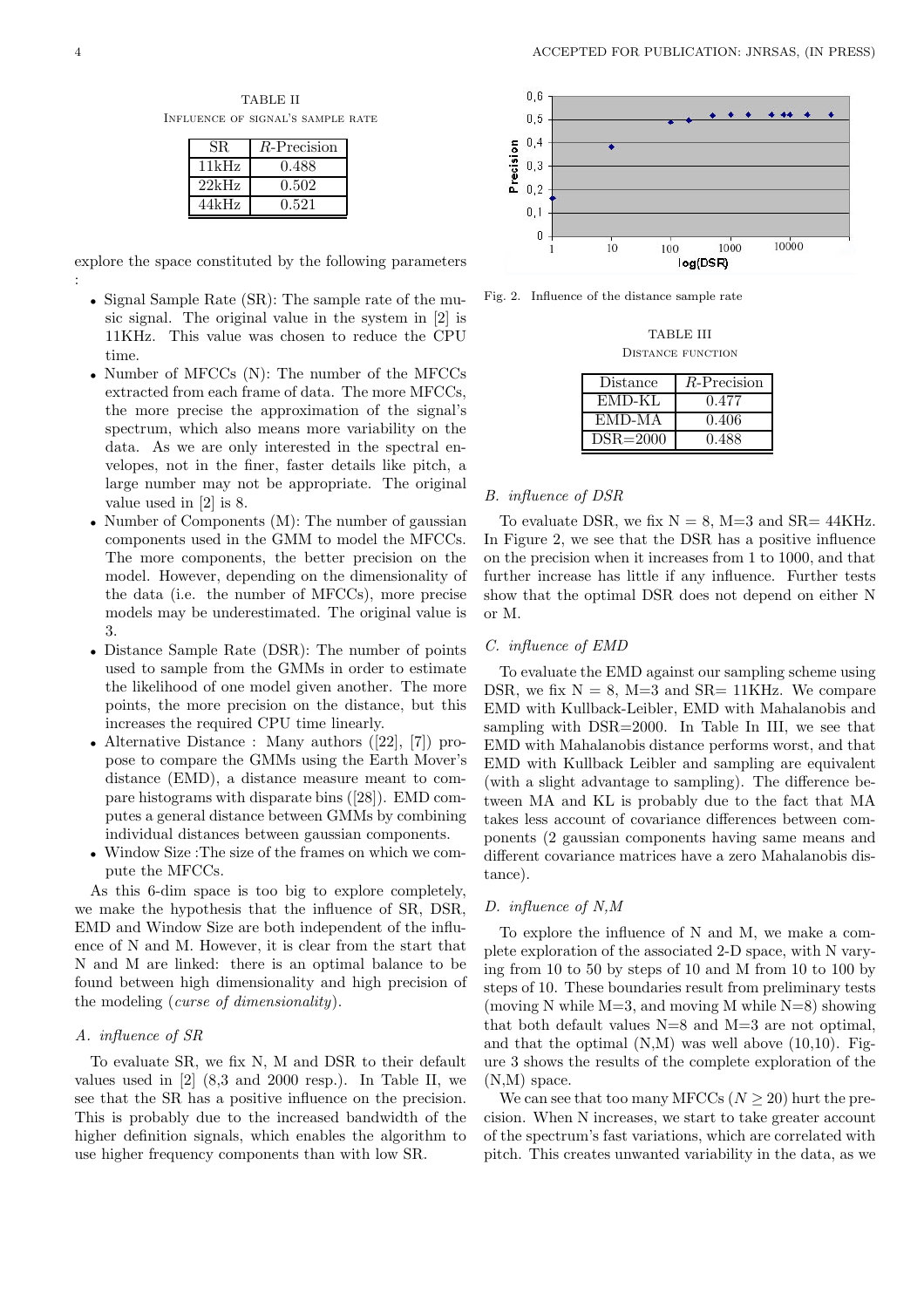TABLE II
INFLUENCE OF SIGNAL'S SAMPLE RATE

| SR | *R*-Precision |
|---|---|
| 11kHz | 0.488 |
| 22kHz | 0.502 |
| 44kHz | 0.521 |

explore the space constituted by the following parameters :

- Signal Sample Rate (SR): The sample rate of the music signal. The original value in the system in [2] is 11KHz. This value was chosen to reduce the CPU time.
- Number of MFCCs (N): The number of the MFCCs extracted from each frame of data. The more MFCCs, the more precise the approximation of the signal's spectrum, which also means more variability on the data. As we are only interested in the spectral envelopes, not in the finer, faster details like pitch, a large number may not be appropriate. The original value used in [2] is 8.
- Number of Components (M): The number of gaussian components used in the GMM to model the MFCCs. The more components, the better precision on the model. However, depending on the dimensionality of the data (i.e. the number of MFCCs), more precise models may be underestimated. The original value is 3.
- Distance Sample Rate (DSR): The number of points used to sample from the GMMs in order to estimate the likelihood of one model given another. The more points, the more precision on the distance, but this increases the required CPU time linearly.
- Alternative Distance : Many authors ([22], [7]) propose to compare the GMMs using the Earth Mover's distance (EMD), a distance measure meant to compare histograms with disparate bins ([28]). EMD computes a general distance between GMMs by combining individual distances between gaussian components.
- Window Size :The size of the frames on which we compute the MFCCs.

As this 6-dim space is too big to explore completely, we make the hypothesis that the influence of SR, DSR, EMD and Window Size are both independent of the influence of N and M. However, it is clear from the start that N and M are linked: there is an optimal balance to be found between high dimensionality and high precision of the modeling (*curse of dimensionality*).

### A. influence of SR

To evaluate SR, we fix N, M and DSR to their default values used in [2] (8,3 and 2000 resp.). In Table II, we see that the SR has a positive influence on the precision. This is probably due to the increased bandwidth of the higher definition signals, which enables the algorithm to use higher frequency components than with low SR.

Fig. 2. Influence of the distance sample rate

TABLE III
DISTANCE FUNCTION

| Distance | *R*-Precision |
|---|---|
| EMD-KL | 0.477 |
| EMD-MA | 0.406 |
| DSR=2000 | 0.488 |

### B. influence of DSR

To evaluate DSR, we fix N = 8, M=3 and SR= 44KHz. In Figure 2, we see that the DSR has a positive influence on the precision when it increases from 1 to 1000, and that further increase has little if any influence. Further tests show that the optimal DSR does not depend on either N or M.

### C. influence of EMD

To evaluate the EMD against our sampling scheme using DSR, we fix N = 8, M=3 and SR= 11KHz. We compare EMD with Kullback-Leibler, EMD with Mahalanobis and sampling with DSR=2000. In Table In III, we see that EMD with Mahalanobis distance performs worst, and that EMD with Kullback Leibler and sampling are equivalent (with a slight advantage to sampling). The difference between MA and KL is probably due to the fact that MA takes less account of covariance differences between components (2 gaussian components having same means and different covariance matrices have a zero Mahalanobis distance).

### D. influence of N,M

To explore the influence of N and M, we make a complete exploration of the associated 2-D space, with N varying from 10 to 50 by steps of 10 and M from 10 to 100 by steps of 10. These boundaries result from preliminary tests (moving N while M=3, and moving M while N=8) showing that both default values N=8 and M=3 are not optimal, and that the optimal (N,M) was well above (10,10). Figure 3 shows the results of the complete exploration of the (N,M) space.

We can see that too many MFCCs ($N \geq 20$) hurt the precision. When N increases, we start to take greater account of the spectrum's fast variations, which are correlated with pitch. This creates unwanted variability in the data, as we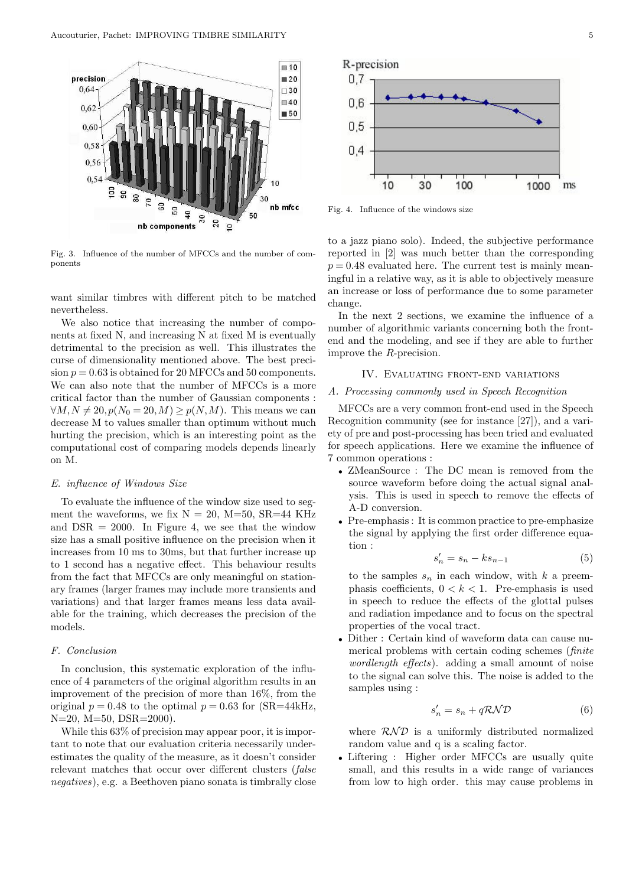Fig. 3. Influence of the number of MFCCs and the number of components

want similar timbres with different pitch to be matched nevertheless.

We also notice that increasing the number of components at fixed N, and increasing N at fixed M is eventually detrimental to the precision as well. This illustrates the curse of dimensionality mentioned above. The best precision $p = 0.63$ is obtained for 20 MFCCs and 50 components. We can also note that the number of MFCCs is a more critical factor than the number of Gaussian components : $\forall M, N \neq 20, p(N_0 = 20, M) \geq p(N, M)$. This means we can decrease M to values smaller than optimum without much hurting the precision, which is an interesting point as the computational cost of comparing models depends linearly on M.

### E. *influence of Windows Size*

To evaluate the influence of the window size used to segment the waveforms, we fix N = 20, M=50, SR=44 KHz and DSR = 2000. In Figure 4, we see that the window size has a small positive influence on the precision when it increases from 10 ms to 30ms, but that further increase up to 1 second has a negative effect. This behaviour results from the fact that MFCCs are only meaningful on stationary frames (larger frames may include more transients and variations) and that larger frames means less data available for the training, which decreases the precision of the models.

### F. *Conclusion*

In conclusion, this systematic exploration of the influence of 4 parameters of the original algorithm results in an improvement of the precision of more than 16%, from the original $p = 0.48$ to the optimal $p = 0.63$ for (SR=44kHz, N=20, M=50, DSR=2000).

While this 63% of precision may appear poor, it is important to note that our evaluation criteria necessarily underestimates the quality of the measure, as it doesn't consider relevant matches that occur over different clusters (*false negatives*), e.g. a Beethoven piano sonata is timbrally close

Fig. 4. Influence of the windows size

to a jazz piano solo). Indeed, the subjective performance reported in [2] was much better than the corresponding $p = 0.48$ evaluated here. The current test is mainly meaningful in a relative way, as it is able to objectively measure an increase or loss of performance due to some parameter change.

In the next 2 sections, we examine the influence of a number of algorithmic variants concerning both the front-end and the modeling, and see if they are able to further improve the $R$-precision.

## IV. Evaluating front-end variations

### A. *Processing commonly used in Speech Recognition*

MFCCs are a very common front-end used in the Speech Recognition community (see for instance [27]), and a variety of pre and post-processing has been tried and evaluated for speech applications. Here we examine the influence of 7 common operations :

- ZMeanSource : The DC mean is removed from the source waveform before doing the actual signal analysis. This is used in speech to remove the effects of A-D conversion.
- Pre-emphasis : It is common practice to pre-emphasize the signal by applying the first order difference equation :
$$s'_n = s_n - k s_{n-1} \tag{5}$$
to the samples $s_n$ in each window, with $k$ a preemphasis coefficients, $0 < k < 1$. Pre-emphasis is used in speech to reduce the effects of the glottal pulses and radiation impedance and to focus on the spectral properties of the vocal tract.
- Dither : Certain kind of waveform data can cause numerical problems with certain coding schemes (*finite wordlength effects*). adding a small amount of noise to the signal can solve this. The noise is added to the samples using :
$$s'_n = s_n + q\mathcal{RND} \tag{6}$$
where $\mathcal{RND}$ is a uniformly distributed normalized random value and q is a scaling factor.
- Liftering : Higher order MFCCs are usually quite small, and this results in a wide range of variances from low to high order. this may cause problems in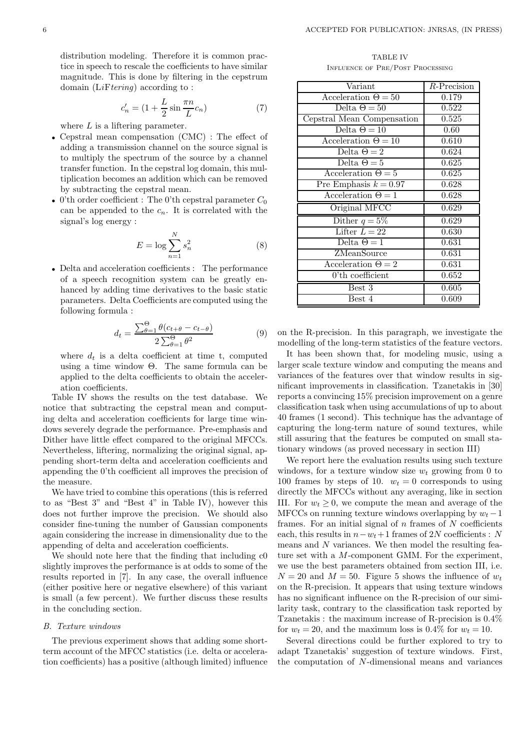distribution modeling. Therefore it is common practice in speech to rescale the coefficients to have similar magnitude. This is done by filtering in the cepstrum domain (LiF*tering*) according to :

$$c'_n = (1 + \frac{L}{2} \sin \frac{\pi n}{L} c_n) \tag{7}$$

where $L$ is a liftering parameter.

- Cepstral mean compensation (CMC) : The effect of adding a transmission channel on the source signal is to multiply the spectrum of the source by a channel transfer function. In the cepstral log domain, this multiplication becomes an addition which can be removed by subtracting the cepstral mean.
- 0'th order coefficient : The 0'th cepstral parameter $C_0$ can be appended to the $c_n$. It is correlated with the signal's log energy :

$$E = \log \sum_{n=1}^{N} s_n^2 \tag{8}$$

- Delta and acceleration coefficients : The performance of a speech recognition system can be greatly enhanced by adding time derivatives to the basic static parameters. Delta Coefficients are computed using the following formula :

$$d_t = \frac{\sum_{\theta=1}^{\Theta} \theta (c_{t+\theta} - c_{t-\theta})}{2 \sum_{\theta=1}^{\Theta} \theta^2} \tag{9}$$

where $d_t$ is a delta coefficient at time t, computed using a time window $\Theta$. The same formula can be applied to the delta coefficients to obtain the acceleration coefficients.

Table IV shows the results on the test database. We notice that subtracting the cepstral mean and computing delta and acceleration coefficients for large time windows severely degrade the performance. Pre-emphasis and Dither have little effect compared to the original MFCCs. Nevertheless, liftering, normalizing the original signal, appending short-term delta and acceleration coefficients and appending the 0'th coefficient all improves the precision of the measure.

We have tried to combine this operations (this is referred to as "Best 3" and "Best 4" in Table IV), however this does not further improve the precision. We should also consider fine-tuning the number of Gaussian components again considering the increase in dimensionality due to the appending of delta and acceleration coefficients.

We should note here that the finding that including c0 slightly improves the performance is at odds to some of the results reported in [7]. In any case, the overall influence (either positive here or negative elsewhere) of this variant is small (a few percent). We further discuss these results in the concluding section.

TABLE IV
INFLUENCE OF PRE/POST PROCESSING

| Variant | $R$-Precision |
|---|---|
| Acceleration $\Theta = 50$ | 0.179 |
| Delta $\Theta = 50$ | 0.522 |
| Cepstral Mean Compensation | 0.525 |
| Delta $\Theta = 10$ | 0.60 |
| Acceleration $\Theta = 10$ | 0.610 |
| Delta $\Theta = 2$ | 0.624 |
| Delta $\Theta = 5$ | 0.625 |
| Acceleration $\Theta = 5$ | 0.625 |
| Pre Emphasis $k = 0.97$ | 0.628 |
| Acceleration $\Theta = 1$ | 0.628 |
| Original MFCC | 0.629 |
| Dither $q = 5\%$ | 0.629 |
| Lifter $L = 22$ | 0.630 |
| Delta $\Theta = 1$ | 0.631 |
| ZMeanSource | 0.631 |
| Acceleration $\Theta = 2$ | 0.631 |
| 0'th coefficient | 0.652 |
| Best 3 | 0.605 |
| Best 4 | 0.609 |

### *B. Texture windows*

The previous experiment shows that adding some short-term account of the MFCC statistics (i.e. delta or acceleration coefficients) has a positive (although limited) influence on the R-precision. In this paragraph, we investigate the modelling of the long-term statistics of the feature vectors.

It has been shown that, for modeling music, using a larger scale texture window and computing the means and variances of the features over that window results in significant improvements in classification. Tzanetakis in [30] reports a convincing 15% precision improvement on a genre classification task when using accumulations of up to about 40 frames (1 second). This technique has the advantage of capturing the long-term nature of sound textures, while still assuring that the features be computed on small stationary windows (as proved necessary in section III)

We report here the evaluation results using such texture windows, for a texture window size $w_t$ growing from 0 to 100 frames by steps of 10. $w_t = 0$ corresponds to using directly the MFCCs without any averaging, like in section III. For $w_t \geq 0$, we compute the mean and average of the MFCCs on running texture windows overlapping by $w_t - 1$ frames. For an initial signal of $n$ frames of $N$ coefficients each, this results in $n - w_t + 1$ frames of $2N$ coefficients : $N$ means and $N$ variances. We then model the resulting feature set with a $M$-component GMM. For the experiment, we use the best parameters obtained from section III, i.e. $N = 20$ and $M = 50$. Figure 5 shows the influence of $w_t$ on the R-precision. It appears that using texture windows has no significant influence on the R-precision of our similarity task, contrary to the classification task reported by Tzanetakis : the maximum increase of R-precision is 0.4% for $w_t = 20$, and the maximum loss is 0.4% for $w_t = 10$.

Several directions could be further explored to try to adapt Tzanetakis' suggestion of texture windows. First, the computation of $N$-dimensional means and variances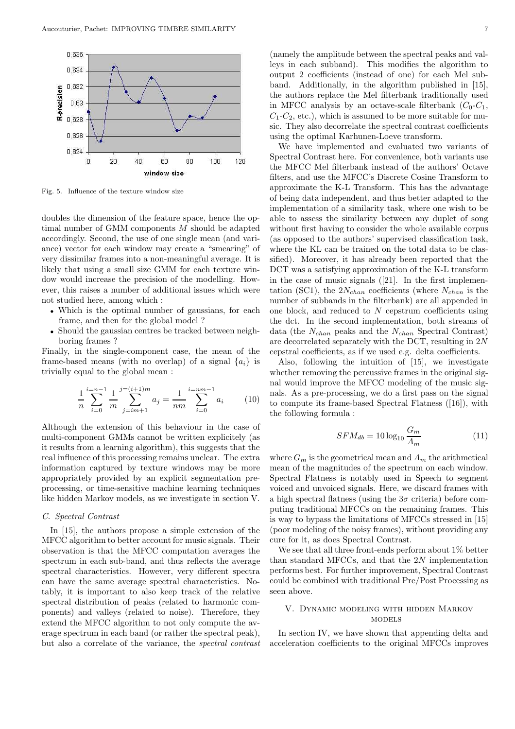Fig. 5. Influence of the texture window size

doubles the dimension of the feature space, hence the optimal number of GMM components $M$ should be adapted accordingly. Second, the use of one single mean (and variance) vector for each window may create a "smearing" of very dissimilar frames into a non-meaningful average. It is likely that using a small size GMM for each texture window would increase the precision of the modelling. However, this raises a number of additional issues which were not studied here, among which :

- Which is the optimal number of gaussians, for each frame, and then for the global model ?
- Should the gaussian centres be tracked between neighboring frames ?

Finally, in the single-component case, the mean of the frame-based means (with no overlap) of a signal $\{a_i\}$ is trivially equal to the global mean :

$$\frac{1}{n}\sum_{i=0}^{i=n-1}\frac{1}{m}\sum_{j=im+1}^{j=(i+1)m}a_j=\frac{1}{nm}\sum_{i=0}^{i=nm-1}a_i \tag{10}$$

Although the extension of this behaviour in the case of multi-component GMMs cannot be written explicitely (as it results from a learning algorithm), this suggests that the real influence of this processing remains unclear. The extra information captured by texture windows may be more appropriately provided by an explicit segmentation preprocessing, or time-sensitive machine learning techniques like hidden Markov models, as we investigate in section V.

### C. Spectral Contrast

In [15], the authors propose a simple extension of the MFCC algorithm to better account for music signals. Their observation is that the MFCC computation averages the spectrum in each sub-band, and thus reflects the average spectral characteristics. However, very different spectra can have the same average spectral characteristics. Notably, it is important to also keep track of the relative spectral distribution of peaks (related to harmonic components) and valleys (related to noise). Therefore, they extend the MFCC algorithm to not only compute the average spectrum in each band (or rather the spectral peak), but also a correlate of the variance, the *spectral contrast* (namely the amplitude between the spectral peaks and valleys in each subband). This modifies the algorithm to output 2 coefficients (instead of one) for each Mel subband. Additionally, in the algorithm published in [15], the authors replace the Mel filterbank traditionally used in MFCC analysis by an octave-scale filterbank ($C_0$-$C_1$, $C_1$-$C_2$, etc.), which is assumed to be more suitable for music. They also decorrelate the spectral contrast coefficients using the optimal Karhunen-Loeve transform.

We have implemented and evaluated two variants of Spectral Contrast here. For convenience, both variants use the MFCC Mel filterbank instead of the authors' Octave filters, and use the MFCC's Discrete Cosine Transform to approximate the K-L Transform. This has the advantage of being data independent, and thus better adapted to the implementation of a similarity task, where one wish to be able to assess the similarity between any duplet of song without first having to consider the whole available corpus (as opposed to the authors' supervised classification task, where the KL can be trained on the total data to be classified). Moreover, it has already been reported that the DCT was a satisfying approximation of the K-L transform in the case of music signals ([21]. In the first implementation (SC1), the $2N_{chan}$ coefficients (where $N_{chan}$ is the number of subbands in the filterbank) are all appended in one block, and reduced to $N$ cepstrum coefficients using the dct. In the second implementation, both streams of data (the $N_{chan}$ peaks and the $N_{chan}$ Spectral Contrast) are decorrelated separately with the DCT, resulting in $2N$ cepstral coefficients, as if we used e.g. delta coefficients.

Also, following the intuition of [15], we investigate whether removing the percussive frames in the original signal would improve the MFCC modeling of the music signals. As a pre-processing, we do a first pass on the signal to compute its frame-based Spectral Flatness ([16]), with the following formula :

$$SFM_{db}=10\log_{10}\frac{G_m}{A_m} \tag{11}$$

where $G_m$ is the geometrical mean and $A_m$ the arithmetical mean of the magnitudes of the spectrum on each window. Spectral Flatness is notably used in Speech to segment voiced and unvoiced signals. Here, we discard frames with a high spectral flatness (using the $3\sigma$ criteria) before computing traditional MFCCs on the remaining frames. This is way to bypass the limitations of MFCCs stressed in [15] (poor modeling of the noisy frames), without providing any cure for it, as does Spectral Contrast.

We see that all three front-ends perform about 1% better than standard MFCCs, and that the $2N$ implementation performs best. For further improvement, Spectral Contrast could be combined with traditional Pre/Post Processing as seen above.

## V. Dynamic modeling with hidden Markov models

In section IV, we have shown that appending delta and acceleration coefficients to the original MFCCs improves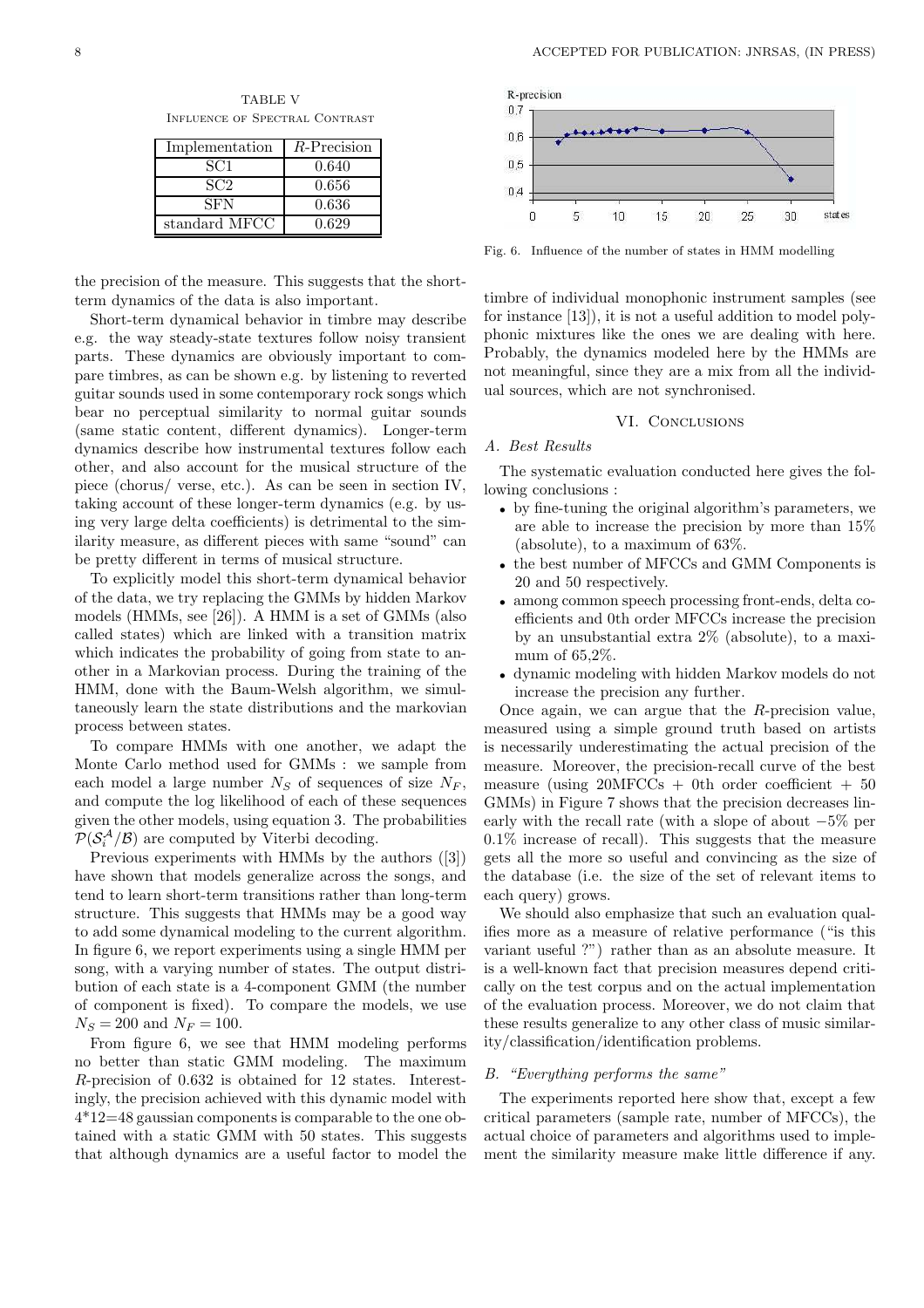TABLE V
Influence of Spectral Contrast

| Implementation | $R$-Precision |
|---|---|
| SC1 | 0.640 |
| SC2 | 0.656 |
| SFN | 0.636 |
| standard MFCC | 0.629 |

the precision of the measure. This suggests that the short-term dynamics of the data is also important.

Short-term dynamical behavior in timbre may describe e.g. the way steady-state textures follow noisy transient parts. These dynamics are obviously important to compare timbres, as can be shown e.g. by listening to reverted guitar sounds used in some contemporary rock songs which bear no perceptual similarity to normal guitar sounds (same static content, different dynamics). Longer-term dynamics describe how instrumental textures follow each other, and also account for the musical structure of the piece (chorus/ verse, etc.). As can be seen in section IV, taking account of these longer-term dynamics (e.g. by using very large delta coefficients) is detrimental to the similarity measure, as different pieces with same "sound" can be pretty different in terms of musical structure.

To explicitly model this short-term dynamical behavior of the data, we try replacing the GMMs by hidden Markov models (HMMs, see [26]). A HMM is a set of GMMs (also called states) which are linked with a transition matrix which indicates the probability of going from state to another in a Markovian process. During the training of the HMM, done with the Baum-Welsh algorithm, we simultaneously learn the state distributions and the markovian process between states.

To compare HMMs with one another, we adapt the Monte Carlo method used for GMMs : we sample from each model a large number $N_S$ of sequences of size $N_F$, and compute the log likelihood of each of these sequences given the other models, using equation 3. The probabilities $\mathcal{P}(\mathcal{S}_i^{\mathcal{A}}/\mathcal{B})$ are computed by Viterbi decoding.

Previous experiments with HMMs by the authors ([3]) have shown that models generalize across the songs, and tend to learn short-term transitions rather than long-term structure. This suggests that HMMs may be a good way to add some dynamical modeling to the current algorithm. In figure 6, we report experiments using a single HMM per song, with a varying number of states. The output distribution of each state is a 4-component GMM (the number of component is fixed). To compare the models, we use $N_S = 200$ and $N_F = 100$.

From figure 6, we see that HMM modeling performs no better than static GMM modeling. The maximum $R$-precision of 0.632 is obtained for 12 states. Interestingly, the precision achieved with this dynamic model with 4*12=48 gaussian components is comparable to the one obtained with a static GMM with 50 states. This suggests that although dynamics are a useful factor to model the

Fig. 6. Influence of the number of states in HMM modelling

timbre of individual monophonic instrument samples (see for instance [13]), it is not a useful addition to model polyphonic mixtures like the ones we are dealing with here. Probably, the dynamics modeled here by the HMMs are not meaningful, since they are a mix from all the individual sources, which are not synchronised.

## VI. Conclusions

### A. Best Results

The systematic evaluation conducted here gives the following conclusions :

- by fine-tuning the original algorithm's parameters, we are able to increase the precision by more than 15% (absolute), to a maximum of 63%.
- the best number of MFCCs and GMM Components is 20 and 50 respectively.
- among common speech processing front-ends, delta coefficients and 0th order MFCCs increase the precision by an unsubstantial extra 2% (absolute), to a maximum of 65,2%.
- dynamic modeling with hidden Markov models do not increase the precision any further.

Once again, we can argue that the $R$-precision value, measured using a simple ground truth based on artists is necessarily underestimating the actual precision of the measure. Moreover, the precision-recall curve of the best measure (using 20MFCCs + 0th order coefficient + 50 GMMs) in Figure 7 shows that the precision decreases linearly with the recall rate (with a slope of about $-5\%$ per 0.1% increase of recall). This suggests that the measure gets all the more so useful and convincing as the size of the database (i.e. the size of the set of relevant items to each query) grows.

We should also emphasize that such an evaluation qualifies more as a measure of relative performance ("is this variant useful ?") rather than as an absolute measure. It is a well-known fact that precision measures depend critically on the test corpus and on the actual implementation of the evaluation process. Moreover, we do not claim that these results generalize to any other class of music similarity/classification/identification problems.

### B. "Everything performs the same"

The experiments reported here show that, except a few critical parameters (sample rate, number of MFCCs), the actual choice of parameters and algorithms used to implement the similarity measure make little difference if any.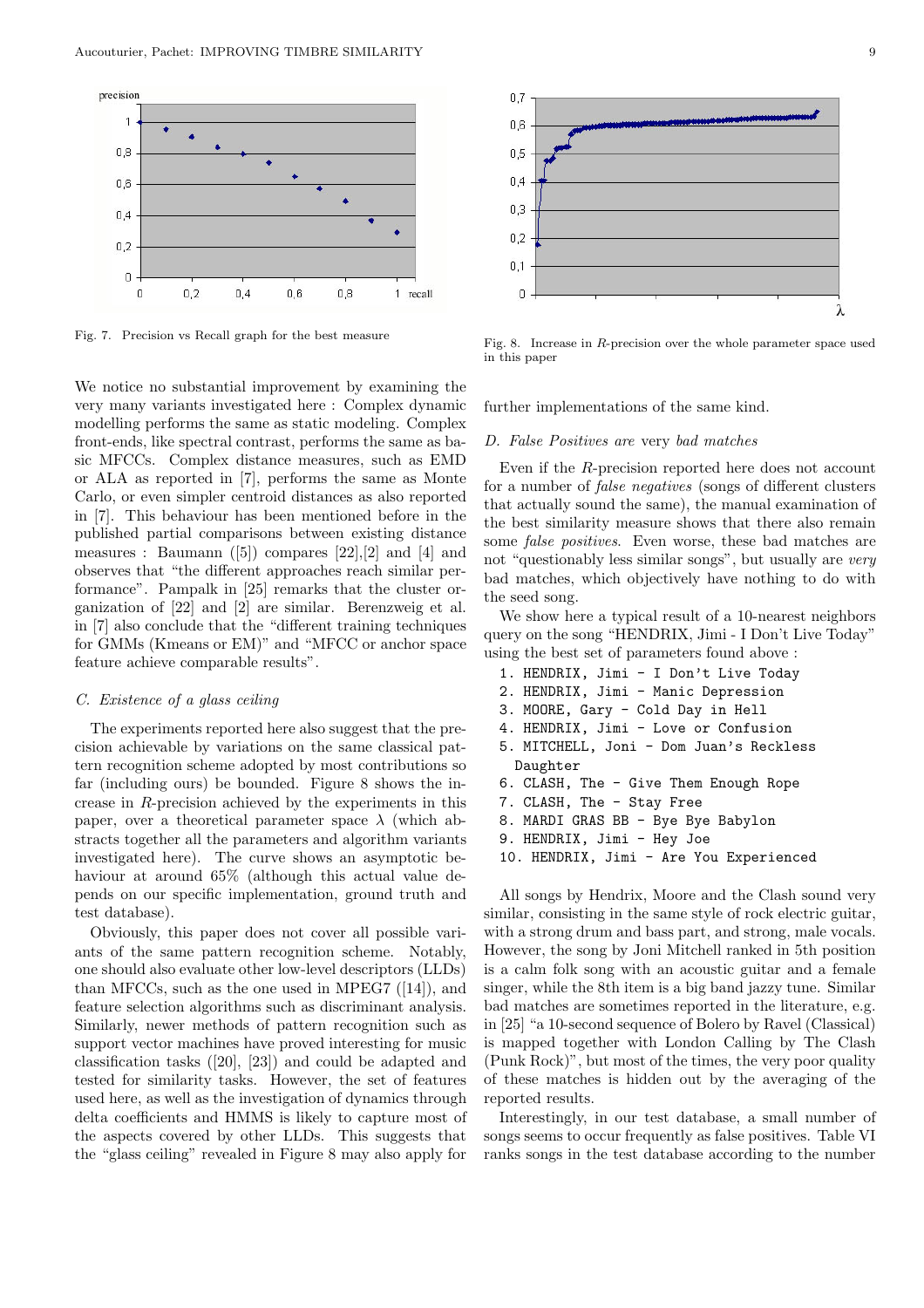Fig. 7. Precision vs Recall graph for the best measure

Fig. 8. Increase in $R$-precision over the whole parameter space used in this paper

We notice no substantial improvement by examining the very many variants investigated here : Complex dynamic modelling performs the same as static modeling. Complex front-ends, like spectral contrast, performs the same as basic MFCCs. Complex distance measures, such as EMD or ALA as reported in [7], performs the same as Monte Carlo, or even simpler centroid distances as also reported in [7]. This behaviour has been mentioned before in the published partial comparisons between existing distance measures : Baumann ([5]) compares [22],[2] and [4] and observes that "the different approaches reach similar performance". Pampalk in [25] remarks that the cluster organization of [22] and [2] are similar. Berenzweig et al. in [7] also conclude that the "different training techniques for GMMs (Kmeans or EM)" and "MFCC or anchor space feature achieve comparable results".

### C. Existence of a glass ceiling

The experiments reported here also suggest that the precision achievable by variations on the same classical pattern recognition scheme adopted by most contributions so far (including ours) be bounded. Figure 8 shows the increase in $R$-precision achieved by the experiments in this paper, over a theoretical parameter space $\lambda$ (which abstracts together all the parameters and algorithm variants investigated here). The curve shows an asymptotic behaviour at around 65% (although this actual value depends on our specific implementation, ground truth and test database).

Obviously, this paper does not cover all possible variants of the same pattern recognition scheme. Notably, one should also evaluate other low-level descriptors (LLDs) than MFCCs, such as the one used in MPEG7 ([14]), and feature selection algorithms such as discriminant analysis. Similarly, newer methods of pattern recognition such as support vector machines have proved interesting for music classification tasks ([20], [23]) and could be adapted and tested for similarity tasks. However, the set of features used here, as well as the investigation of dynamics through delta coefficients and HMMS is likely to capture most of the aspects covered by other LLDs. This suggests that the "glass ceiling" revealed in Figure 8 may also apply for further implementations of the same kind.

### D. False Positives are *very* bad matches

Even if the $R$-precision reported here does not account for a number of *false negatives* (songs of different clusters that actually sound the same), the manual examination of the best similarity measure shows that there also remain some *false positives*. Even worse, these bad matches are not "questionably less similar songs", but usually are *very* bad matches, which objectively have nothing to do with the seed song.

We show here a typical result of a 10-nearest neighbors query on the song "HENDRIX, Jimi - I Don't Live Today" using the best set of parameters found above :

1. HENDRIX, Jimi - I Don't Live Today
2. HENDRIX, Jimi - Manic Depression
3. MOORE, Gary - Cold Day in Hell
4. HENDRIX, Jimi - Love or Confusion
5. MITCHELL, Joni - Dom Juan's Reckless Daughter
6. CLASH, The - Give Them Enough Rope
7. CLASH, The - Stay Free
8. MARDI GRAS BB - Bye Bye Babylon
9. HENDRIX, Jimi - Hey Joe
10. HENDRIX, Jimi - Are You Experienced

All songs by Hendrix, Moore and the Clash sound very similar, consisting in the same style of rock electric guitar, with a strong drum and bass part, and strong, male vocals. However, the song by Joni Mitchell ranked in 5th position is a calm folk song with an acoustic guitar and a female singer, while the 8th item is a big band jazzy tune. Similar bad matches are sometimes reported in the literature, e.g. in [25] "a 10-second sequence of Bolero by Ravel (Classical) is mapped together with London Calling by The Clash (Punk Rock)", but most of the times, the very poor quality of these matches is hidden out by the averaging of the reported results.

Interestingly, in our test database, a small number of songs seems to occur frequently as false positives. Table VI ranks songs in the test database according to the number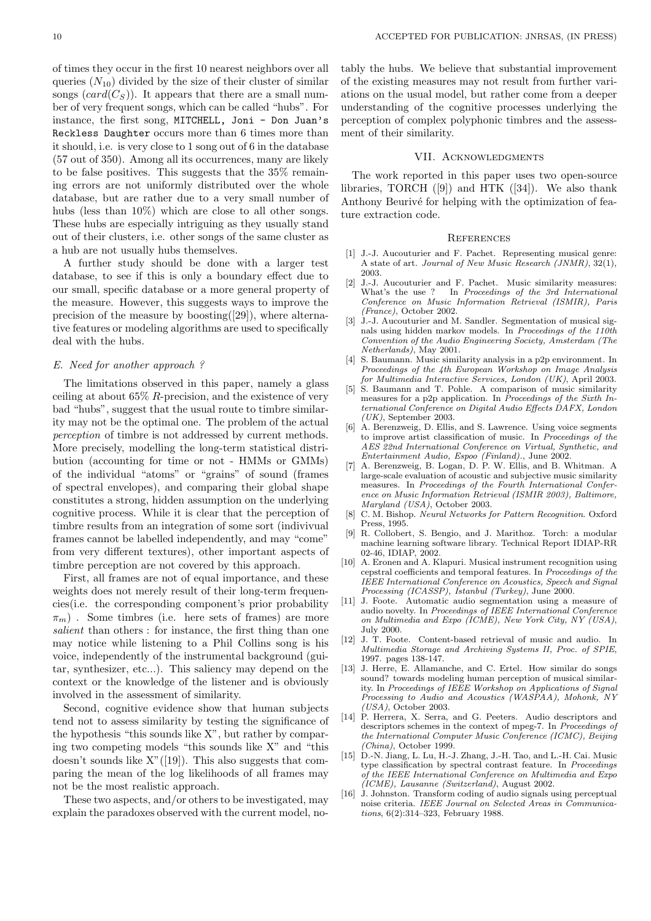of times they occur in the first 10 nearest neighbors over all queries ($N_{10}$) divided by the size of their cluster of similar songs ($card(C_S)$). It appears that there are a small number of very frequent songs, which can be called "hubs". For instance, the first song, `MITCHELL, Joni - Don Juan's Reckless Daughter` occurs more than 6 times more than it should, i.e. is very close to 1 song out of 6 in the database (57 out of 350). Among all its occurrences, many are likely to be false positives. This suggests that the 35% remaining errors are not uniformly distributed over the whole database, but are rather due to a very small number of hubs (less than 10%) which are close to all other songs. These hubs are especially intriguing as they usually stand out of their clusters, i.e. other songs of the same cluster as a hub are not usually hubs themselves.

A further study should be done with a larger test database, to see if this is only a boundary effect due to our small, specific database or a more general property of the measure. However, this suggests ways to improve the precision of the measure by boosting([29]), where alternative features or modeling algorithms are used to specifically deal with the hubs.

### *E. Need for another approach ?*

The limitations observed in this paper, namely a glass ceiling at about 65% $R$-precision, and the existence of very bad "hubs", suggest that the usual route to timbre similarity may not be the optimal one. The problem of the actual *perception* of timbre is not addressed by current methods. More precisely, modelling the long-term statistical distribution (accounting for time or not - HMMs or GMMs) of the individual "atoms" or "grains" of sound (frames of spectral envelopes), and comparing their global shape constitutes a strong, hidden assumption on the underlying cognitive process. While it is clear that the perception of timbre results from an integration of some sort (indivivual frames cannot be labelled independently, and may "come" from very different textures), other important aspects of timbre perception are not covered by this approach.

First, all frames are not of equal importance, and these weights does not merely result of their long-term frequencies(i.e. the corresponding component's prior probability $\pi_m$) . Some timbres (i.e. here sets of frames) are more *salient* than others : for instance, the first thing than one may notice while listening to a Phil Collins song is his voice, independently of the instrumental background (guitar, synthesizer, etc...). This saliency may depend on the context or the knowledge of the listener and is obviously involved in the assessment of similarity.

Second, cognitive evidence show that human subjects tend not to assess similarity by testing the significance of the hypothesis "this sounds like X", but rather by comparing two competing models "this sounds like X" and "this doesn't sounds like X"([19]). This also suggests that comparing the mean of the log likelihoods of all frames may not be the most realistic approach.

These two aspects, and/or others to be investigated, may explain the paradoxes observed with the current model, notably the hubs. We believe that substantial improvement of the existing measures may not result from further variations on the usual model, but rather come from a deeper understanding of the cognitive processes underlying the perception of complex polyphonic timbres and the assessment of their similarity.

## VII. Acknowledgments

The work reported in this paper uses two open-source libraries, TORCH ([9]) and HTK ([34]). We also thank Anthony Beurivé for helping with the optimization of feature extraction code.

## References

[1] J.-J. Aucouturier and F. Pachet. Representing musical genre: A state of art. *Journal of New Music Research (JNMR)*, 32(1), 2003.

[2] J.-J. Aucouturier and F. Pachet. Music similarity measures: What's the use ? In *Proceedings of the 3rd International Conference on Music Information Retrieval (ISMIR), Paris (France)*, October 2002.

[3] J.-J. Aucouturier and M. Sandler. Segmentation of musical signals using hidden markov models. In *Proceedings of the 110th Convention of the Audio Engineering Society, Amsterdam (The Netherlands)*, May 2001.

[4] S. Baumann. Music similarity analysis in a p2p environment. In *Proceedings of the 4th European Workshop on Image Analysis for Multimedia Interactive Services, London (UK)*, April 2003.

[5] S. Baumann and T. Pohle. A comparison of music similarity measures for a p2p application. In *Proceedings of the Sixth International Conference on Digital Audio Effects DAFX, London (UK)*, September 2003.

[6] A. Berenzweig, D. Ellis, and S. Lawrence. Using voice segments to improve artist classification of music. In *Proceedings of the AES 22nd International Conference on Virtual, Synthetic, and Entertainment Audio, Espoo (Finland).*, June 2002.

[7] A. Berenzweig, B. Logan, D. P. W. Ellis, and B. Whitman. A large-scale evaluation of acoustic and subjective music similarity measures. In *Proceedings of the Fourth International Conference on Music Information Retrieval (ISMIR 2003), Baltimore, Maryland (USA)*, October 2003.

[8] C. M. Bishop. *Neural Networks for Pattern Recognition*. Oxford Press, 1995.

[9] R. Collobert, S. Bengio, and J. Marithoz. Torch: a modular machine learning software library. Technical Report IDIAP-RR 02-46, IDIAP, 2002.

[10] A. Eronen and A. Klapuri. Musical instrument recognition using cepstral coefficients and temporal features. In *Proceedings of the IEEE International Conference on Acoustics, Speech and Signal Processing (ICASSP), Istanbul (Turkey)*, June 2000.

[11] J. Foote. Automatic audio segmentation using a measure of audio novelty. In *Proceedings of IEEE International Conference on Multimedia and Expo (ICME), New York City, NY (USA)*, July 2000.

[12] J. T. Foote. Content-based retrieval of music and audio. In *Multimedia Storage and Archiving Systems II, Proc. of SPIE*, 1997. pages 138-147.

[13] J. Herre, E. Allamanche, and C. Ertel. How similar do songs sound? towards modeling human perception of musical similarity. In *Proceedings of IEEE Workshop on Applications of Signal Processing to Audio and Acoustics (WASPAA), Mohonk, NY (USA)*, October 2003.

[14] P. Herrera, X. Serra, and G. Peeters. Audio descriptors and descriptors schemes in the context of mpeg-7. In *Proceedings of the International Computer Music Conference (ICMC), Beijing (China)*, October 1999.

[15] D.-N. Jiang, L. Lu, H.-J. Zhang, J.-H. Tao, and L.-H. Cai. Music type classification by spectral contrast feature. In *Proceedings of the IEEE International Conference on Multimedia and Expo (ICME), Lausanne (Switzerland)*, August 2002.

[16] J. Johnston. Transform coding of audio signals using perceptual noise criteria. *IEEE Journal on Selected Areas in Communications*, 6(2):314–323, February 1988.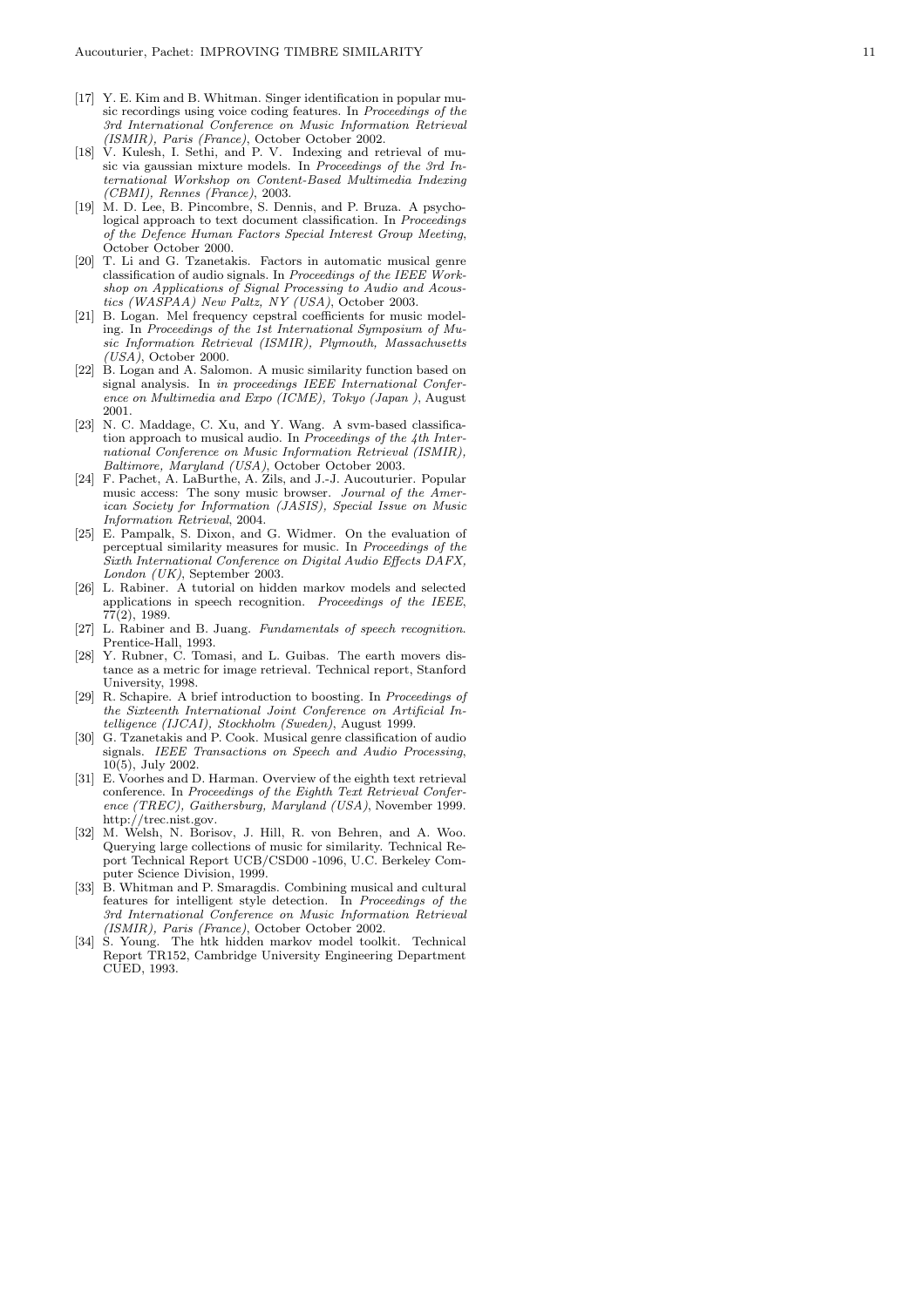[17] Y. E. Kim and B. Whitman. Singer identification in popular music recordings using voice coding features. In *Proceedings of the 3rd International Conference on Music Information Retrieval (ISMIR), Paris (France)*, October October 2002.

[18] V. Kulesh, I. Sethi, and P. V. Indexing and retrieval of music via gaussian mixture models. In *Proceedings of the 3rd International Workshop on Content-Based Multimedia Indexing (CBMI), Rennes (France)*, 2003.

[19] M. D. Lee, B. Pincombre, S. Dennis, and P. Bruza. A psychological approach to text document classification. In *Proceedings of the Defence Human Factors Special Interest Group Meeting*, October October 2000.

[20] T. Li and G. Tzanetakis. Factors in automatic musical genre classification of audio signals. In *Proceedings of the IEEE Workshop on Applications of Signal Processing to Audio and Acoustics (WASPAA) New Paltz, NY (USA)*, October 2003.

[21] B. Logan. Mel frequency cepstral coefficients for music modeling. In *Proceedings of the 1st International Symposium of Music Information Retrieval (ISMIR), Plymouth, Massachusetts (USA)*, October 2000.

[22] B. Logan and A. Salomon. A music similarity function based on signal analysis. In *in proceedings IEEE International Conference on Multimedia and Expo (ICME), Tokyo (Japan )*, August 2001.

[23] N. C. Maddage, C. Xu, and Y. Wang. A svm-based classification approach to musical audio. In *Proceedings of the 4th International Conference on Music Information Retrieval (ISMIR), Baltimore, Maryland (USA)*, October October 2003.

[24] F. Pachet, A. LaBurthe, A. Zils, and J.-J. Aucouturier. Popular music access: The sony music browser. *Journal of the American Society for Information (JASIS), Special Issue on Music Information Retrieval*, 2004.

[25] E. Pampalk, S. Dixon, and G. Widmer. On the evaluation of perceptual similarity measures for music. In *Proceedings of the Sixth International Conference on Digital Audio Effects DAFX, London (UK)*, September 2003.

[26] L. Rabiner. A tutorial on hidden markov models and selected applications in speech recognition. *Proceedings of the IEEE*, 77(2), 1989.

[27] L. Rabiner and B. Juang. *Fundamentals of speech recognition*. Prentice-Hall, 1993.

[28] Y. Rubner, C. Tomasi, and L. Guibas. The earth movers distance as a metric for image retrieval. Technical report, Stanford University, 1998.

[29] R. Schapire. A brief introduction to boosting. In *Proceedings of the Sixteenth International Joint Conference on Artificial Intelligence (IJCAI), Stockholm (Sweden)*, August 1999.

[30] G. Tzanetakis and P. Cook. Musical genre classification of audio signals. *IEEE Transactions on Speech and Audio Processing*, 10(5), July 2002.

[31] E. Voorhes and D. Harman. Overview of the eighth text retrieval conference. In *Proceedings of the Eighth Text Retrieval Conference (TREC), Gaithersburg, Maryland (USA)*, November 1999. http://trec.nist.gov.

[32] M. Welsh, N. Borisov, J. Hill, R. von Behren, and A. Woo. Querying large collections of music for similarity. Technical Report Technical Report UCB/CSD00 -1096, U.C. Berkeley Computer Science Division, 1999.

[33] B. Whitman and P. Smaragdis. Combining musical and cultural features for intelligent style detection. In *Proceedings of the 3rd International Conference on Music Information Retrieval (ISMIR), Paris (France)*, October October 2002.

[34] S. Young. The htk hidden markov model toolkit. Technical Report TR152, Cambridge University Engineering Department CUED, 1993.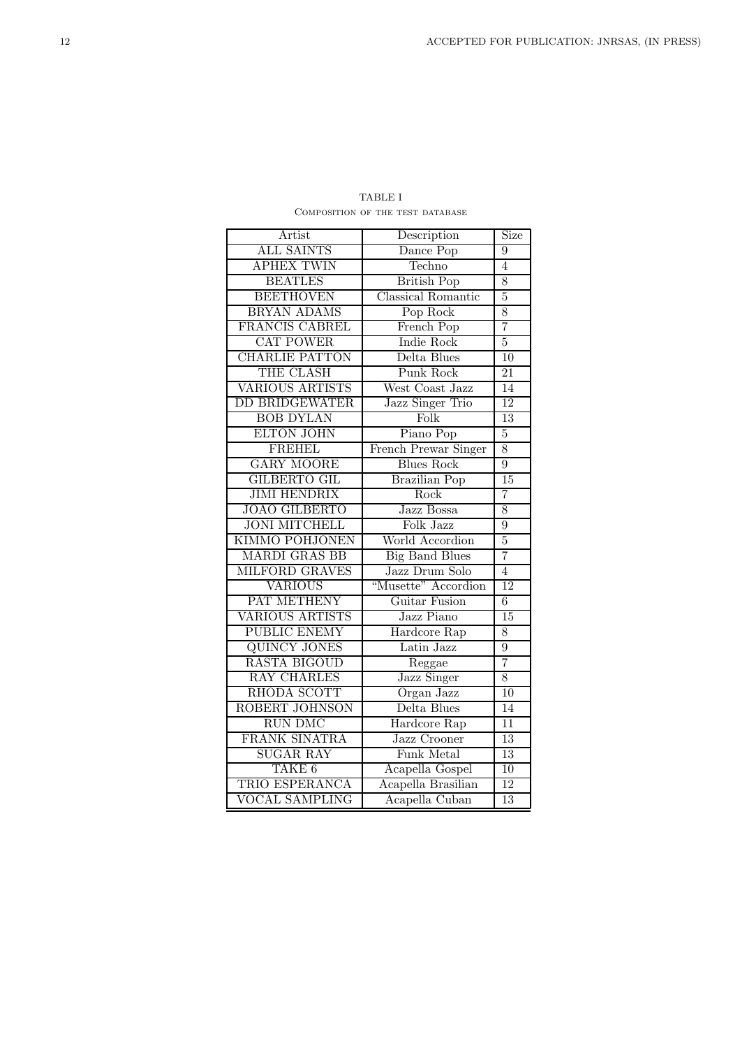TABLE I

Composition of the test database

| Artist | Description | Size |
|---|---|---|
| ALL SAINTS | Dance Pop | 9 |
| APHEX TWIN | Techno | 4 |
| BEATLES | British Pop | 8 |
| BEETHOVEN | Classical Romantic | 5 |
| BRYAN ADAMS | Pop Rock | 8 |
| FRANCIS CABREL | French Pop | 7 |
| CAT POWER | Indie Rock | 5 |
| CHARLIE PATTON | Delta Blues | 10 |
| THE CLASH | Punk Rock | 21 |
| VARIOUS ARTISTS | West Coast Jazz | 14 |
| DD BRIDGEWATER | Jazz Singer Trio | 12 |
| BOB DYLAN | Folk | 13 |
| ELTON JOHN | Piano Pop | 5 |
| FREHEL | French Prewar Singer | 8 |
| GARY MOORE | Blues Rock | 9 |
| GILBERTO GIL | Brazilian Pop | 15 |
| JIMI HENDRIX | Rock | 7 |
| JOAO GILBERTO | Jazz Bossa | 8 |
| JONI MITCHELL | Folk Jazz | 9 |
| KIMMO POHJONEN | World Accordion | 5 |
| MARDI GRAS BB | Big Band Blues | 7 |
| MILFORD GRAVES | Jazz Drum Solo | 4 |
| VARIOUS | "Musette" Accordion | 12 |
| PAT METHENY | Guitar Fusion | 6 |
| VARIOUS ARTISTS | Jazz Piano | 15 |
| PUBLIC ENEMY | Hardcore Rap | 8 |
| QUINCY JONES | Latin Jazz | 9 |
| RASTA BIGOUD | Reggae | 7 |
| RAY CHARLES | Jazz Singer | 8 |
| RHODA SCOTT | Organ Jazz | 10 |
| ROBERT JOHNSON | Delta Blues | 14 |
| RUN DMC | Hardcore Rap | 11 |
| FRANK SINATRA | Jazz Crooner | 13 |
| SUGAR RAY | Funk Metal | 13 |
| TAKE 6 | Acapella Gospel | 10 |
| TRIO ESPERANCA | Acapella Brasilian | 12 |
| VOCAL SAMPLING | Acapella Cuban | 13 |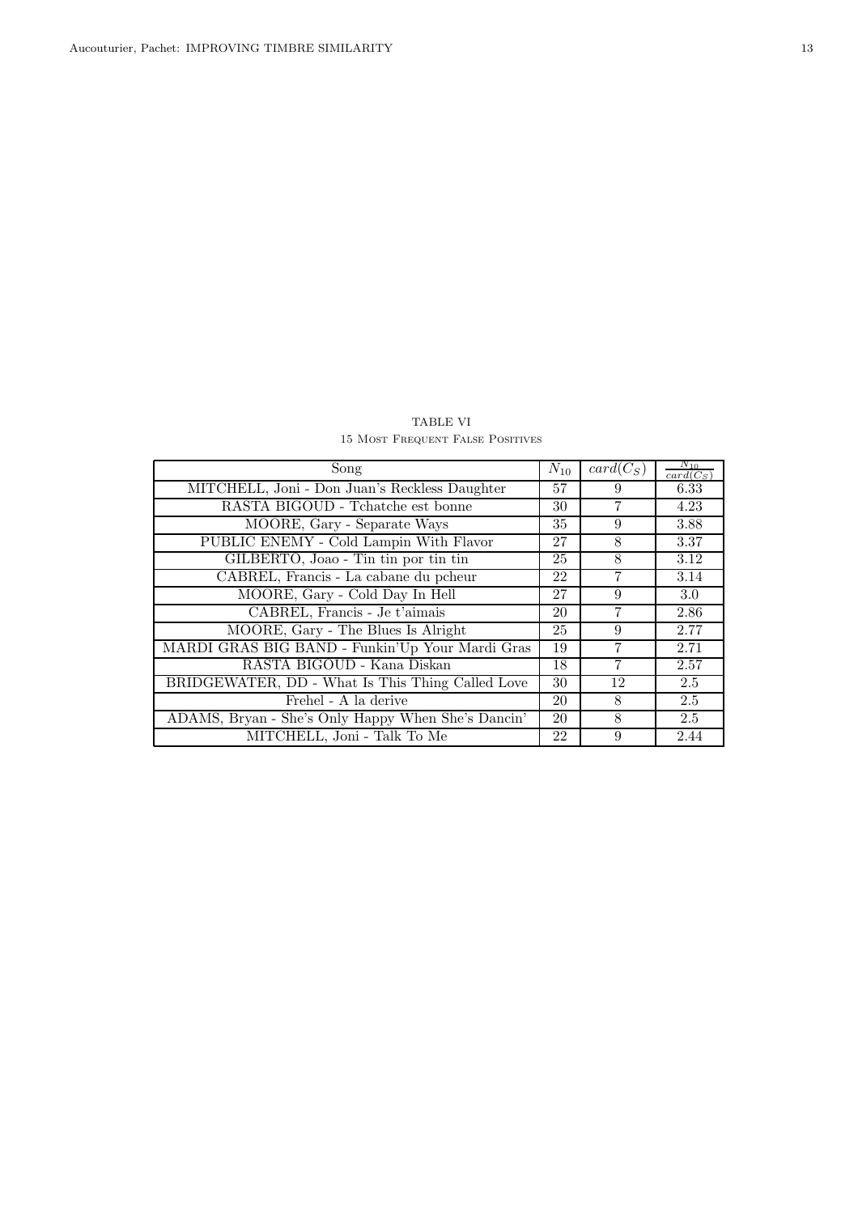TABLE VI

15 Most Frequent False Positives

| Song | $N_{10}$ | $card(C_S)$ | $\frac{N_{10}}{card(C_S)}$ |
|---|---|---|---|
| MITCHELL, Joni - Don Juan's Reckless Daughter | 57 | 9 | 6.33 |
| RASTA BIGOUD - Tchatche est bonne | 30 | 7 | 4.23 |
| MOORE, Gary - Separate Ways | 35 | 9 | 3.88 |
| PUBLIC ENEMY - Cold Lampin With Flavor | 27 | 8 | 3.37 |
| GILBERTO, Joao - Tin tin por tin tin | 25 | 8 | 3.12 |
| CABREL, Francis - La cabane du pcheur | 22 | 7 | 3.14 |
| MOORE, Gary - Cold Day In Hell | 27 | 9 | 3.0 |
| CABREL, Francis - Je t'aimais | 20 | 7 | 2.86 |
| MOORE, Gary - The Blues Is Alright | 25 | 9 | 2.77 |
| MARDI GRAS BIG BAND - Funkin'Up Your Mardi Gras | 19 | 7 | 2.71 |
| RASTA BIGOUD - Kana Diskan | 18 | 7 | 2.57 |
| BRIDGEWATER, DD - What Is This Thing Called Love | 30 | 12 | 2.5 |
| Frehel - A la derive | 20 | 8 | 2.5 |
| ADAMS, Bryan - She's Only Happy When She's Dancin' | 20 | 8 | 2.5 |
| MITCHELL, Joni - Talk To Me | 22 | 9 | 2.44 |